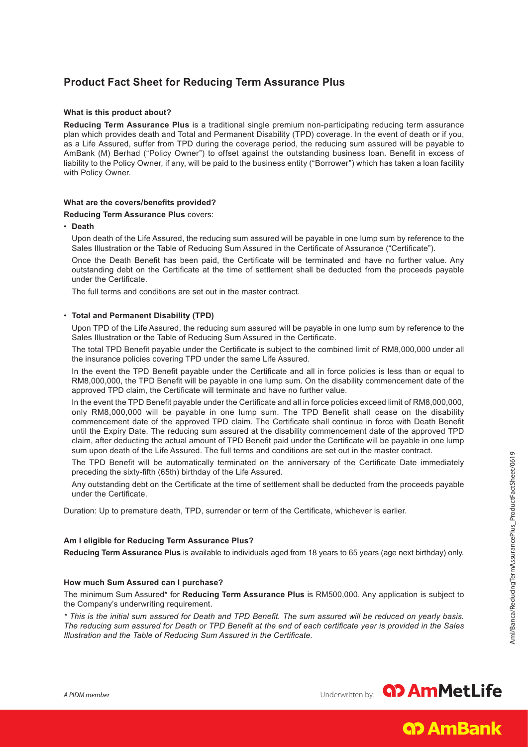# Product Fact Sheet for Reducing Term Assurance Plus

**What is this product about?**

**Reducing Term Assurance Plus** is a traditional single premium non-participating reducing term assurance plan which provides death and Total and Permanent Disability (TPD) coverage. In the event of death or if you, as a Life Assured, suffer from TPD during the coverage period, the reducing sum assured will be payable to AmBank (M) Berhad ("Policy Owner") to offset against the outstanding business loan. Benefit in excess of liability to the Policy Owner, if any, will be paid to the business entity ("Borrower") which has taken a loan facility with Policy Owner.

**What are the covers/benefits provided?**

**Reducing Term Assurance Plus** covers:

- **Death**

  Upon death of the Life Assured, the reducing sum assured will be payable in one lump sum by reference to the Sales Illustration or the Table of Reducing Sum Assured in the Certificate of Assurance ("Certificate").

  Once the Death Benefit has been paid, the Certificate will be terminated and have no further value. Any outstanding debt on the Certificate at the time of settlement shall be deducted from the proceeds payable under the Certificate.

  The full terms and conditions are set out in the master contract.

- **Total and Permanent Disability (TPD)**

  Upon TPD of the Life Assured, the reducing sum assured will be payable in one lump sum by reference to the Sales Illustration or the Table of Reducing Sum Assured in the Certificate.

  The total TPD Benefit payable under the Certificate is subject to the combined limit of RM8,000,000 under all the insurance policies covering TPD under the same Life Assured.

  In the event the TPD Benefit payable under the Certificate and all in force policies is less than or equal to RM8,000,000, the TPD Benefit will be payable in one lump sum. On the disability commencement date of the approved TPD claim, the Certificate will terminate and have no further value.

  In the event the TPD Benefit payable under the Certificate and all in force policies exceed limit of RM8,000,000, only RM8,000,000 will be payable in one lump sum. The TPD Benefit shall cease on the disability commencement date of the approved TPD claim. The Certificate shall continue in force with Death Benefit until the Expiry Date. The reducing sum assured at the disability commencement date of the approved TPD claim, after deducting the actual amount of TPD Benefit paid under the Certificate will be payable in one lump sum upon death of the Life Assured. The full terms and conditions are set out in the master contract.

  The TPD Benefit will be automatically terminated on the anniversary of the Certificate Date immediately preceding the sixty-fifth (65th) birthday of the Life Assured.

  Any outstanding debt on the Certificate at the time of settlement shall be deducted from the proceeds payable under the Certificate.

Duration: Up to premature death, TPD, surrender or term of the Certificate, whichever is earlier.

**Am I eligible for Reducing Term Assurance Plus?**

**Reducing Term Assurance Plus** is available to individuals aged from 18 years to 65 years (age next birthday) only.

**How much Sum Assured can I purchase?**

The minimum Sum Assured* for **Reducing Term Assurance Plus** is RM500,000. Any application is subject to the Company's underwriting requirement.

*\* This is the initial sum assured for Death and TPD Benefit. The sum assured will be reduced on yearly basis. The reducing sum assured for Death or TPD Benefit at the end of each certificate year is provided in the Sales Illustration and the Table of Reducing Sum Assured in the Certificate.*

AmI/Banca/ReducingTermAssurancePlus_ProductFactSheet/0619

*A PIDM member*

Underwritten by: AmMetLife

AmBank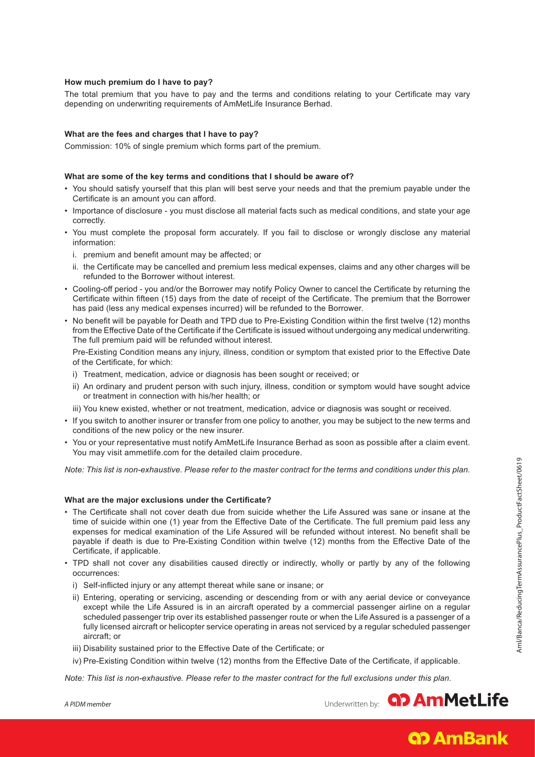**How much premium do I have to pay?**

The total premium that you have to pay and the terms and conditions relating to your Certificate may vary depending on underwriting requirements of AmMetLife Insurance Berhad.

**What are the fees and charges that I have to pay?**

Commission: 10% of single premium which forms part of the premium.

**What are some of the key terms and conditions that I should be aware of?**

- You should satisfy yourself that this plan will best serve your needs and that the premium payable under the Certificate is an amount you can afford.
- Importance of disclosure - you must disclose all material facts such as medical conditions, and state your age correctly.
- You must complete the proposal form accurately. If you fail to disclose or wrongly disclose any material information:
  - i. premium and benefit amount may be affected; or
  - ii. the Certificate may be cancelled and premium less medical expenses, claims and any other charges will be refunded to the Borrower without interest.
- Cooling-off period - you and/or the Borrower may notify Policy Owner to cancel the Certificate by returning the Certificate within fifteen (15) days from the date of receipt of the Certificate. The premium that the Borrower has paid (less any medical expenses incurred) will be refunded to the Borrower.
- No benefit will be payable for Death and TPD due to Pre-Existing Condition within the first twelve (12) months from the Effective Date of the Certificate if the Certificate is issued without undergoing any medical underwriting. The full premium paid will be refunded without interest.

  Pre-Existing Condition means any injury, illness, condition or symptom that existed prior to the Effective Date of the Certificate, for which:
  - i) Treatment, medication, advice or diagnosis has been sought or received; or
  - ii) An ordinary and prudent person with such injury, illness, condition or symptom would have sought advice or treatment in connection with his/her health; or
  - iii) You knew existed, whether or not treatment, medication, advice or diagnosis was sought or received.
- If you switch to another insurer or transfer from one policy to another, you may be subject to the new terms and conditions of the new policy or the new insurer.
- You or your representative must notify AmMetLife Insurance Berhad as soon as possible after a claim event. You may visit ammetlife.com for the detailed claim procedure.

*Note: This list is non-exhaustive. Please refer to the master contract for the terms and conditions under this plan.*

**What are the major exclusions under the Certificate?**

- The Certificate shall not cover death due from suicide whether the Life Assured was sane or insane at the time of suicide within one (1) year from the Effective Date of the Certificate. The full premium paid less any expenses for medical examination of the Life Assured will be refunded without interest. No benefit shall be payable if death is due to Pre-Existing Condition within twelve (12) months from the Effective Date of the Certificate, if applicable.
- TPD shall not cover any disabilities caused directly or indirectly, wholly or partly by any of the following occurrences:
  - i) Self-inflicted injury or any attempt thereat while sane or insane; or
  - ii) Entering, operating or servicing, ascending or descending from or with any aerial device or conveyance except while the Life Assured is in an aircraft operated by a commercial passenger airline on a regular scheduled passenger trip over its established passenger route or when the Life Assured is a passenger of a fully licensed aircraft or helicopter service operating in areas not serviced by a regular scheduled passenger aircraft; or
  - iii) Disability sustained prior to the Effective Date of the Certificate; or
  - iv) Pre-Existing Condition within twelve (12) months from the Effective Date of the Certificate, if applicable.

*Note: This list is non-exhaustive. Please refer to the master contract for the full exclusions under this plan.*

*A PIDM member*

Underwritten by: AmMetLife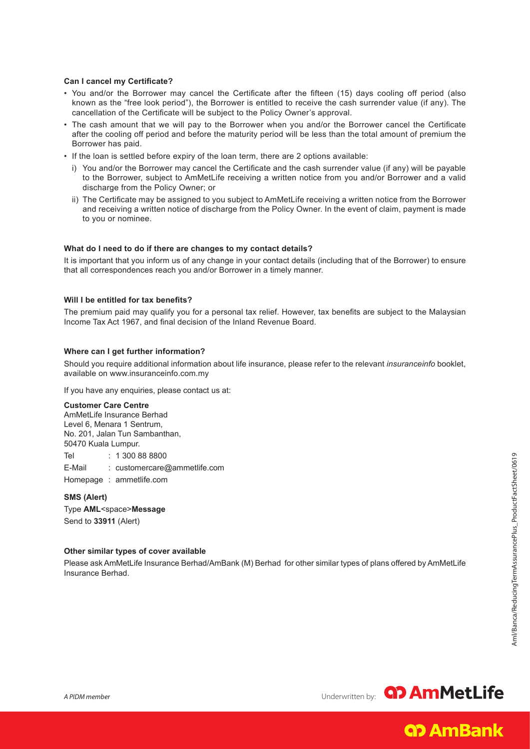**Can I cancel my Certificate?**

- You and/or the Borrower may cancel the Certificate after the fifteen (15) days cooling off period (also known as the "free look period"), the Borrower is entitled to receive the cash surrender value (if any). The cancellation of the Certificate will be subject to the Policy Owner's approval.
- The cash amount that we will pay to the Borrower when you and/or the Borrower cancel the Certificate after the cooling off period and before the maturity period will be less than the total amount of premium the Borrower has paid.
- If the loan is settled before expiry of the loan term, there are 2 options available:
  - i) You and/or the Borrower may cancel the Certificate and the cash surrender value (if any) will be payable to the Borrower, subject to AmMetLife receiving a written notice from you and/or Borrower and a valid discharge from the Policy Owner; or
  - ii) The Certificate may be assigned to you subject to AmMetLife receiving a written notice from the Borrower and receiving a written notice of discharge from the Policy Owner. In the event of claim, payment is made to you or nominee.

**What do I need to do if there are changes to my contact details?**

It is important that you inform us of any change in your contact details (including that of the Borrower) to ensure that all correspondences reach you and/or Borrower in a timely manner.

**Will I be entitled for tax benefits?**

The premium paid may qualify you for a personal tax relief. However, tax benefits are subject to the Malaysian Income Tax Act 1967, and final decision of the Inland Revenue Board.

**Where can I get further information?**

Should you require additional information about life insurance, please refer to the relevant *insuranceinfo* booklet, available on www.insuranceinfo.com.my

If you have any enquiries, please contact us at:

**Customer Care Centre**
AmMetLife Insurance Berhad
Level 6, Menara 1 Sentrum,
No. 201, Jalan Tun Sambanthan,
50470 Kuala Lumpur.

Tel : 1 300 88 8800
E-Mail : customercare@ammetlife.com
Homepage : ammetlife.com

**SMS (Alert)**
Type **AML**<space>**Message**
Send to **33911** (Alert)

**Other similar types of cover available**

Please ask AmMetLife Insurance Berhad/AmBank (M) Berhad for other similar types of plans offered by AmMetLife Insurance Berhad.

Aml/Banca/ReducingTermAssurancePlus_ProductFactSheet/0619

*A PIDM member*

Underwritten by: AmMetLife

AmBank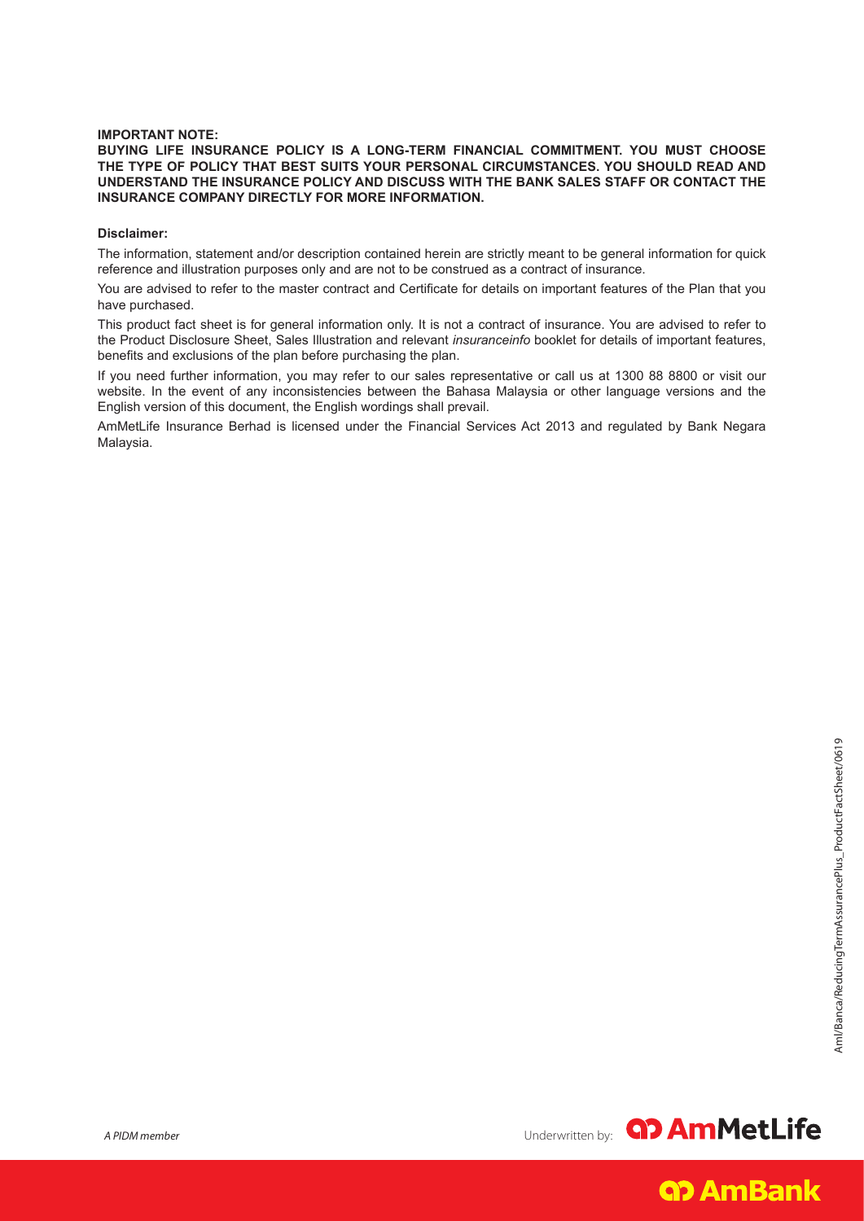**IMPORTANT NOTE:**

**BUYING LIFE INSURANCE POLICY IS A LONG-TERM FINANCIAL COMMITMENT. YOU MUST CHOOSE THE TYPE OF POLICY THAT BEST SUITS YOUR PERSONAL CIRCUMSTANCES. YOU SHOULD READ AND UNDERSTAND THE INSURANCE POLICY AND DISCUSS WITH THE BANK SALES STAFF OR CONTACT THE INSURANCE COMPANY DIRECTLY FOR MORE INFORMATION.**

**Disclaimer:**

The information, statement and/or description contained herein are strictly meant to be general information for quick reference and illustration purposes only and are not to be construed as a contract of insurance.

You are advised to refer to the master contract and Certificate for details on important features of the Plan that you have purchased.

This product fact sheet is for general information only. It is not a contract of insurance. You are advised to refer to the Product Disclosure Sheet, Sales Illustration and relevant *insuranceinfo* booklet for details of important features, benefits and exclusions of the plan before purchasing the plan.

If you need further information, you may refer to our sales representative or call us at 1300 88 8800 or visit our website. In the event of any inconsistencies between the Bahasa Malaysia or other language versions and the English version of this document, the English wordings shall prevail.

AmMetLife Insurance Berhad is licensed under the Financial Services Act 2013 and regulated by Bank Negara Malaysia.

AmI/Banca/ReducingTermAssurancePlus_ProductFactSheet/0619

*A PIDM member*

Underwritten by: AmMetLife

AmBank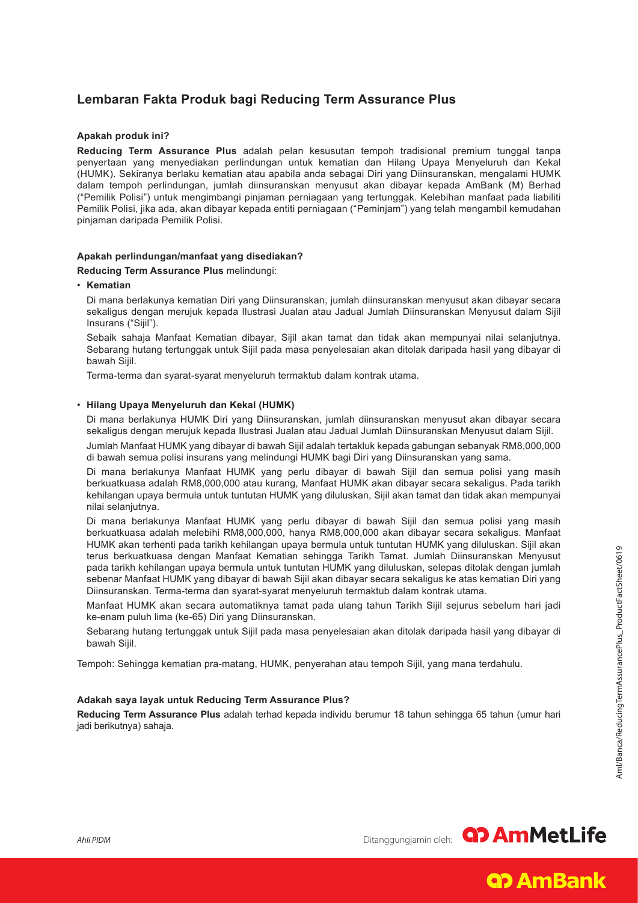## Lembaran Fakta Produk bagi Reducing Term Assurance Plus

### Apakah produk ini?

**Reducing Term Assurance Plus** adalah pelan kesusutan tempoh tradisional premium tunggal tanpa penyertaan yang menyediakan perlindungan untuk kematian dan Hilang Upaya Menyeluruh dan Kekal (HUMK). Sekiranya berlaku kematian atau apabila anda sebagai Diri yang Diinsuranskan, mengalami HUMK dalam tempoh perlindungan, jumlah diinsuranskan menyusut akan dibayar kepada AmBank (M) Berhad ("Pemilik Polisi") untuk mengimbangi pinjaman perniagaan yang tertunggak. Kelebihan manfaat pada liabiliti Pemilik Polisi, jika ada, akan dibayar kepada entiti perniagaan ("Peminjam") yang telah mengambil kemudahan pinjaman daripada Pemilik Polisi.

### Apakah perlindungan/manfaat yang disediakan?

**Reducing Term Assurance Plus** melindungi:

- **Kematian**

  Di mana berlakunya kematian Diri yang Diinsuranskan, jumlah diinsuranskan menyusut akan dibayar secara sekaligus dengan merujuk kepada Ilustrasi Jualan atau Jadual Jumlah Diinsuranskan Menyusut dalam Sijil Insurans ("Sijil").

  Sebaik sahaja Manfaat Kematian dibayar, Sijil akan tamat dan tidak akan mempunyai nilai selanjutnya. Sebarang hutang tertunggak untuk Sijil pada masa penyelesaian akan ditolak daripada hasil yang dibayar di bawah Sijil.

  Terma-terma dan syarat-syarat menyeluruh termaktub dalam kontrak utama.

- **Hilang Upaya Menyeluruh dan Kekal (HUMK)**

  Di mana berlakunya HUMK Diri yang Diinsuranskan, jumlah diinsuranskan menyusut akan dibayar secara sekaligus dengan merujuk kepada Ilustrasi Jualan atau Jadual Jumlah Diinsuranskan Menyusut dalam Sijil.

  Jumlah Manfaat HUMK yang dibayar di bawah Sijil adalah tertakluk kepada gabungan sebanyak RM8,000,000 di bawah semua polisi insurans yang melindungi HUMK bagi Diri yang Diinsuranskan yang sama.

  Di mana berlakunya Manfaat HUMK yang perlu dibayar di bawah Sijil dan semua polisi yang masih berkuatkuasa adalah RM8,000,000 atau kurang, Manfaat HUMK akan dibayar secara sekaligus. Pada tarikh kehilangan upaya bermula untuk tuntutan HUMK yang diluluskan, Sijil akan tamat dan tidak akan mempunyai nilai selanjutnya.

  Di mana berlakunya Manfaat HUMK yang perlu dibayar di bawah Sijil dan semua polisi yang masih berkuatkuasa adalah melebihi RM8,000,000, hanya RM8,000,000 akan dibayar secara sekaligus. Manfaat HUMK akan terhenti pada tarikh kehilangan upaya bermula untuk tuntutan HUMK yang diluluskan. Sijil akan terus berkuatkuasa dengan Manfaat Kematian sehingga Tarikh Tamat. Jumlah Diinsuranskan Menyusut pada tarikh kehilangan upaya bermula untuk tuntutan HUMK yang diluluskan, selepas ditolak dengan jumlah sebenar Manfaat HUMK yang dibayar di bawah Sijil akan dibayar secara sekaligus ke atas kematian Diri yang Diinsuranskan. Terma-terma dan syarat-syarat menyeluruh termaktub dalam kontrak utama.

  Manfaat HUMK akan secara automatiknya tamat pada ulang tahun Tarikh Sijil sejurus sebelum hari jadi ke-enam puluh lima (ke-65) Diri yang Diinsuranskan.

  Sebarang hutang tertunggak untuk Sijil pada masa penyelesaian akan ditolak daripada hasil yang dibayar di bawah Sijil.

Tempoh: Sehingga kematian pra-matang, HUMK, penyerahan atau tempoh Sijil, yang mana terdahulu.

### Adakah saya layak untuk Reducing Term Assurance Plus?

**Reducing Term Assurance Plus** adalah terhad kepada individu berumur 18 tahun sehingga 65 tahun (umur hari jadi berikutnya) sahaja.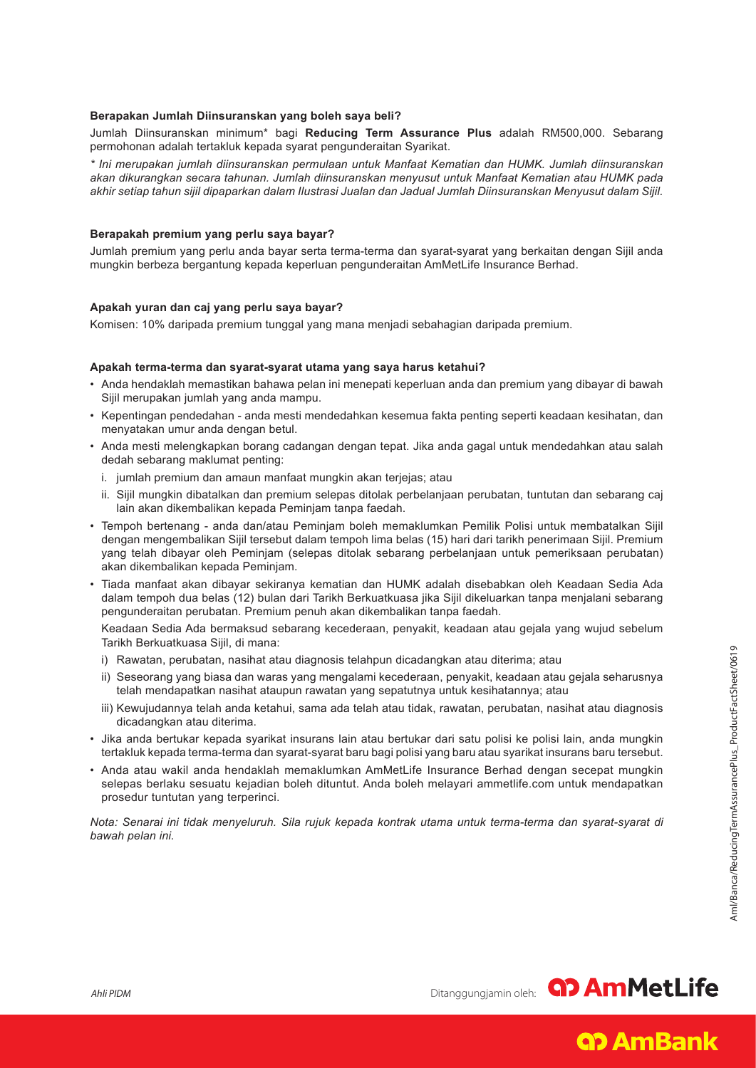**Berapakan Jumlah Diinsuranskan yang boleh saya beli?**

Jumlah Diinsuranskan minimum* bagi **Reducing Term Assurance Plus** adalah RM500,000. Sebarang permohonan adalah tertakluk kepada syarat pengunderaitan Syarikat.

*\* Ini merupakan jumlah diinsuranskan permulaan untuk Manfaat Kematian dan HUMK. Jumlah diinsuranskan akan dikurangkan secara tahunan. Jumlah diinsuranskan menyusut untuk Manfaat Kematian atau HUMK pada akhir setiap tahun sijil dipaparkan dalam Ilustrasi Jualan dan Jadual Jumlah Diinsuranskan Menyusut dalam Sijil.*

**Berapakah premium yang perlu saya bayar?**

Jumlah premium yang perlu anda bayar serta terma-terma dan syarat-syarat yang berkaitan dengan Sijil anda mungkin berbeza bergantung kepada keperluan pengunderaitan AmMetLife Insurance Berhad.

**Apakah yuran dan caj yang perlu saya bayar?**

Komisen: 10% daripada premium tunggal yang mana menjadi sebahagian daripada premium.

**Apakah terma-terma dan syarat-syarat utama yang saya harus ketahui?**

- Anda hendaklah memastikan bahawa pelan ini menepati keperluan anda dan premium yang dibayar di bawah Sijil merupakan jumlah yang anda mampu.
- Kepentingan pendedahan - anda mesti mendedahkan kesemua fakta penting seperti keadaan kesihatan, dan menyatakan umur anda dengan betul.
- Anda mesti melengkapkan borang cadangan dengan tepat. Jika anda gagal untuk mendedahkan atau salah dedah sebarang maklumat penting:
  - i. jumlah premium dan amaun manfaat mungkin akan terjejas; atau
  - ii. Sijil mungkin dibatalkan dan premium selepas ditolak perbelanjaan perubatan, tuntutan dan sebarang caj lain akan dikembalikan kepada Peminjam tanpa faedah.
- Tempoh bertenang - anda dan/atau Peminjam boleh memaklumkan Pemilik Polisi untuk membatalkan Sijil dengan mengembalikan Sijil tersebut dalam tempoh lima belas (15) hari dari tarikh penerimaan Sijil. Premium yang telah dibayar oleh Peminjam (selepas ditolak sebarang perbelanjaan untuk pemeriksaan perubatan) akan dikembalikan kepada Peminjam.
- Tiada manfaat akan dibayar sekiranya kematian dan HUMK adalah disebabkan oleh Keadaan Sedia Ada dalam tempoh dua belas (12) bulan dari Tarikh Berkuatkuasa jika Sijil dikeluarkan tanpa menjalani sebarang pengunderaitan perubatan. Premium penuh akan dikembalikan tanpa faedah.

  Keadaan Sedia Ada bermaksud sebarang kecederaan, penyakit, keadaan atau gejala yang wujud sebelum Tarikh Berkuatkuasa Sijil, di mana:
  - i) Rawatan, perubatan, nasihat atau diagnosis telahpun dicadangkan atau diterima; atau
  - ii) Seseorang yang biasa dan waras yang mengalami kecederaan, penyakit, keadaan atau gejala seharusnya telah mendapatkan nasihat ataupun rawatan yang sepatutnya untuk kesihatannya; atau
  - iii) Kewujudannya telah anda ketahui, sama ada telah atau tidak, rawatan, perubatan, nasihat atau diagnosis dicadangkan atau diterima.
- Jika anda bertukar kepada syarikat insurans lain atau bertukar dari satu polisi ke polisi lain, anda mungkin tertakluk kepada terma-terma dan syarat-syarat baru bagi polisi yang baru atau syarikat insurans baru tersebut.
- Anda atau wakil anda hendaklah memaklumkan AmMetLife Insurance Berhad dengan secepat mungkin selepas berlaku sesuatu kejadian boleh dituntut. Anda boleh melayari ammetlife.com untuk mendapatkan prosedur tuntutan yang terperinci.

*Nota: Senarai ini tidak menyeluruh. Sila rujuk kepada kontrak utama untuk terma-terma dan syarat-syarat di bawah pelan ini.*

AmI/Banca/ReducingTermAssurancePlus_ProductFactSheet/0619

*Ahli PIDM*

Ditanggungjamin oleh: AmMetLife

AmBank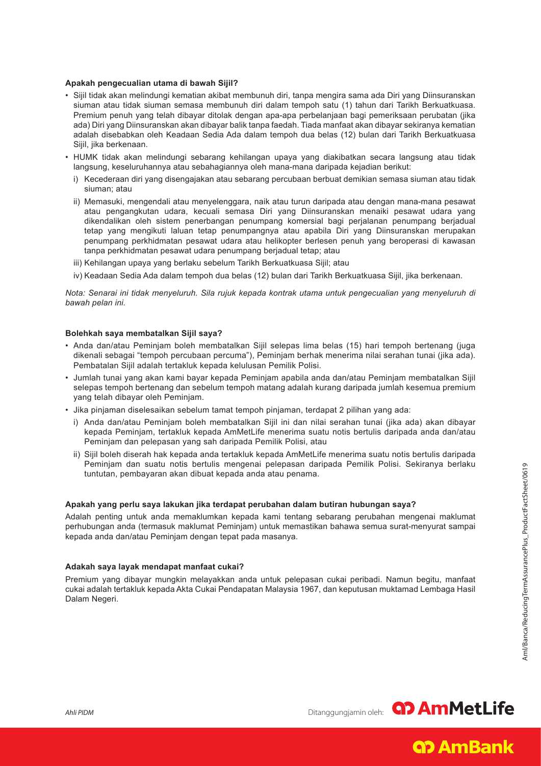**Apakah pengecualian utama di bawah Sijil?**

- Sijil tidak akan melindungi kematian akibat membunuh diri, tanpa mengira sama ada Diri yang Diinsuranskan siuman atau tidak siuman semasa membunuh diri dalam tempoh satu (1) tahun dari Tarikh Berkuatkuasa. Premium penuh yang telah dibayar ditolak dengan apa-apa perbelanjaan bagi pemeriksaan perubatan (jika ada) Diri yang Diinsuranskan akan dibayar balik tanpa faedah. Tiada manfaat akan dibayar sekiranya kematian adalah disebabkan oleh Keadaan Sedia Ada dalam tempoh dua belas (12) bulan dari Tarikh Berkuatkuasa Sijil, jika berkenaan.
- HUMK tidak akan melindungi sebarang kehilangan upaya yang diakibatkan secara langsung atau tidak langsung, keseluruhannya atau sebahagiannya oleh mana-mana daripada kejadian berikut:
  - i) Kecederaan diri yang disengajakan atau sebarang percubaan berbuat demikian semasa siuman atau tidak siuman; atau
  - ii) Memasuki, mengendali atau menyelenggara, naik atau turun daripada atau dengan mana-mana pesawat atau pengangkutan udara, kecuali semasa Diri yang Diinsuranskan menaiki pesawat udara yang dikendalikan oleh sistem penerbangan penumpang komersial bagi perjalanan penumpang berjadual tetap yang mengikuti laluan tetap penumpangnya atau apabila Diri yang Diinsuranskan merupakan penumpang perkhidmatan pesawat udara atau helikopter berlesen penuh yang beroperasi di kawasan tanpa perkhidmatan pesawat udara penumpang berjadual tetap; atau
  - iii) Kehilangan upaya yang berlaku sebelum Tarikh Berkuatkuasa Sijil; atau
  - iv) Keadaan Sedia Ada dalam tempoh dua belas (12) bulan dari Tarikh Berkuatkuasa Sijil, jika berkenaan.

*Nota: Senarai ini tidak menyeluruh. Sila rujuk kepada kontrak utama untuk pengecualian yang menyeluruh di bawah pelan ini.*

**Bolehkah saya membatalkan Sijil saya?**

- Anda dan/atau Peminjam boleh membatalkan Sijil selepas lima belas (15) hari tempoh bertenang (juga dikenali sebagai "tempoh percubaan percuma"), Peminjam berhak menerima nilai serahan tunai (jika ada). Pembatalan Sijil adalah tertakluk kepada kelulusan Pemilik Polisi.
- Jumlah tunai yang akan kami bayar kepada Peminjam apabila anda dan/atau Peminjam membatalkan Sijil selepas tempoh bertenang dan sebelum tempoh matang adalah kurang daripada jumlah kesemua premium yang telah dibayar oleh Peminjam.
- Jika pinjaman diselesaikan sebelum tamat tempoh pinjaman, terdapat 2 pilihan yang ada:
  - i) Anda dan/atau Peminjam boleh membatalkan Sijil ini dan nilai serahan tunai (jika ada) akan dibayar kepada Peminjam, tertakluk kepada AmMetLife menerima suatu notis bertulis daripada anda dan/atau Peminjam dan pelepasan yang sah daripada Pemilik Polisi, atau
  - ii) Sijil boleh diserah hak kepada anda tertakluk kepada AmMetLife menerima suatu notis bertulis daripada Peminjam dan suatu notis bertulis mengenai pelepasan daripada Pemilik Polisi. Sekiranya berlaku tuntutan, pembayaran akan dibuat kepada anda atau penama.

**Apakah yang perlu saya lakukan jika terdapat perubahan dalam butiran hubungan saya?**

Adalah penting untuk anda memaklumkan kepada kami tentang sebarang perubahan mengenai maklumat perhubungan anda (termasuk maklumat Peminjam) untuk memastikan bahawa semua surat-menyurat sampai kepada anda dan/atau Peminjam dengan tepat pada masanya.

**Adakah saya layak mendapat manfaat cukai?**

Premium yang dibayar mungkin melayakkan anda untuk pelepasan cukai peribadi. Namun begitu, manfaat cukai adalah tertakluk kepada Akta Cukai Pendapatan Malaysia 1967, dan keputusan muktamad Lembaga Hasil Dalam Negeri.

*Ahli PIDM*

Ditanggungjamin oleh: AmMetLife

AmBank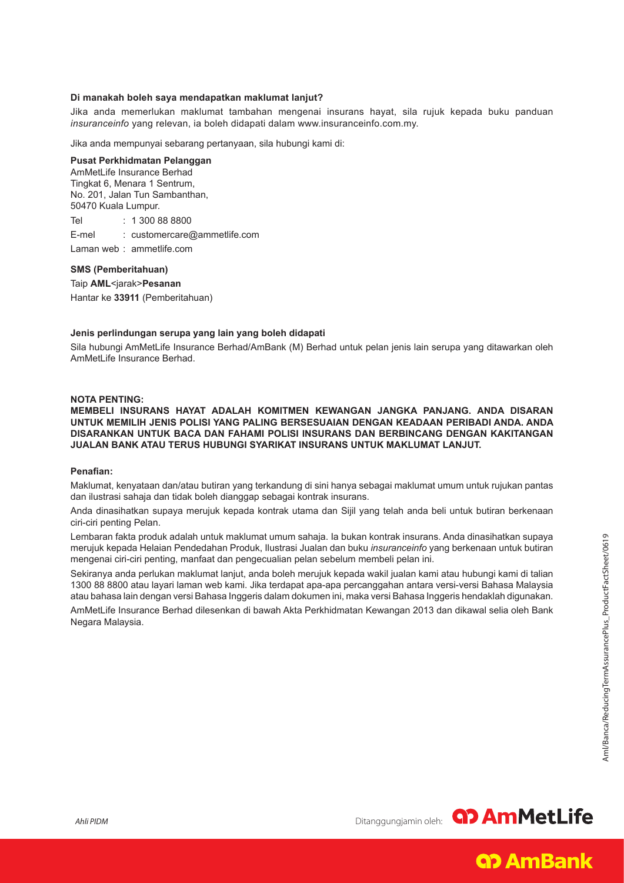**Di manakah boleh saya mendapatkan maklumat lanjut?**

Jika anda memerlukan maklumat tambahan mengenai insurans hayat, sila rujuk kepada buku panduan *insuranceinfo* yang relevan, ia boleh didapati dalam www.insuranceinfo.com.my.

Jika anda mempunyai sebarang pertanyaan, sila hubungi kami di:

**Pusat Perkhidmatan Pelanggan**
AmMetLife Insurance Berhad
Tingkat 6, Menara 1 Sentrum,
No. 201, Jalan Tun Sambanthan,
50470 Kuala Lumpur.

Tel : 1 300 88 8800

E-mel : customercare@ammetlife.com

Laman web : ammetlife.com

**SMS (Pemberitahuan)**

Taip **AML**<jarak>**Pesanan**

Hantar ke **33911** (Pemberitahuan)

**Jenis perlindungan serupa yang lain yang boleh didapati**

Sila hubungi AmMetLife Insurance Berhad/AmBank (M) Berhad untuk pelan jenis lain serupa yang ditawarkan oleh AmMetLife Insurance Berhad.

**NOTA PENTING:**
**MEMBELI INSURANS HAYAT ADALAH KOMITMEN KEWANGAN JANGKA PANJANG. ANDA DISARAN UNTUK MEMILIH JENIS POLISI YANG PALING BERSESUAIAN DENGAN KEADAAN PERIBADI ANDA. ANDA DISARANKAN UNTUK BACA DAN FAHAMI POLISI INSURANS DAN BERBINCANG DENGAN KAKITANGAN JUALAN BANK ATAU TERUS HUBUNGI SYARIKAT INSURANS UNTUK MAKLUMAT LANJUT.**

**Penafian:**

Maklumat, kenyataan dan/atau butiran yang terkandung di sini hanya sebagai maklumat umum untuk rujukan pantas dan ilustrasi sahaja dan tidak boleh dianggap sebagai kontrak insurans.

Anda dinasihatkan supaya merujuk kepada kontrak utama dan Sijil yang telah anda beli untuk butiran berkenaan ciri-ciri penting Pelan.

Lembaran fakta produk adalah untuk maklumat umum sahaja. Ia bukan kontrak insurans. Anda dinasihatkan supaya merujuk kepada Helaian Pendedahan Produk, Ilustrasi Jualan dan buku *insuranceinfo* yang berkenaan untuk butiran mengenai ciri-ciri penting, manfaat dan pengecualian pelan sebelum membeli pelan ini.

Sekiranya anda perlukan maklumat lanjut, anda boleh merujuk kepada wakil jualan kami atau hubungi kami di talian 1300 88 8800 atau layari laman web kami. Jika terdapat apa-apa percanggahan antara versi-versi Bahasa Malaysia atau bahasa lain dengan versi Bahasa Inggeris dalam dokumen ini, maka versi Bahasa Inggeris hendaklah digunakan.

AmMetLife Insurance Berhad dilesenkan di bawah Akta Perkhidmatan Kewangan 2013 dan dikawal selia oleh Bank Negara Malaysia.

AmI/Banca/ReducingTermAssurancePlus_ProductFactSheet/0619

*Ahli PIDM*

Ditanggungjamin oleh: AmMetLife

AmBank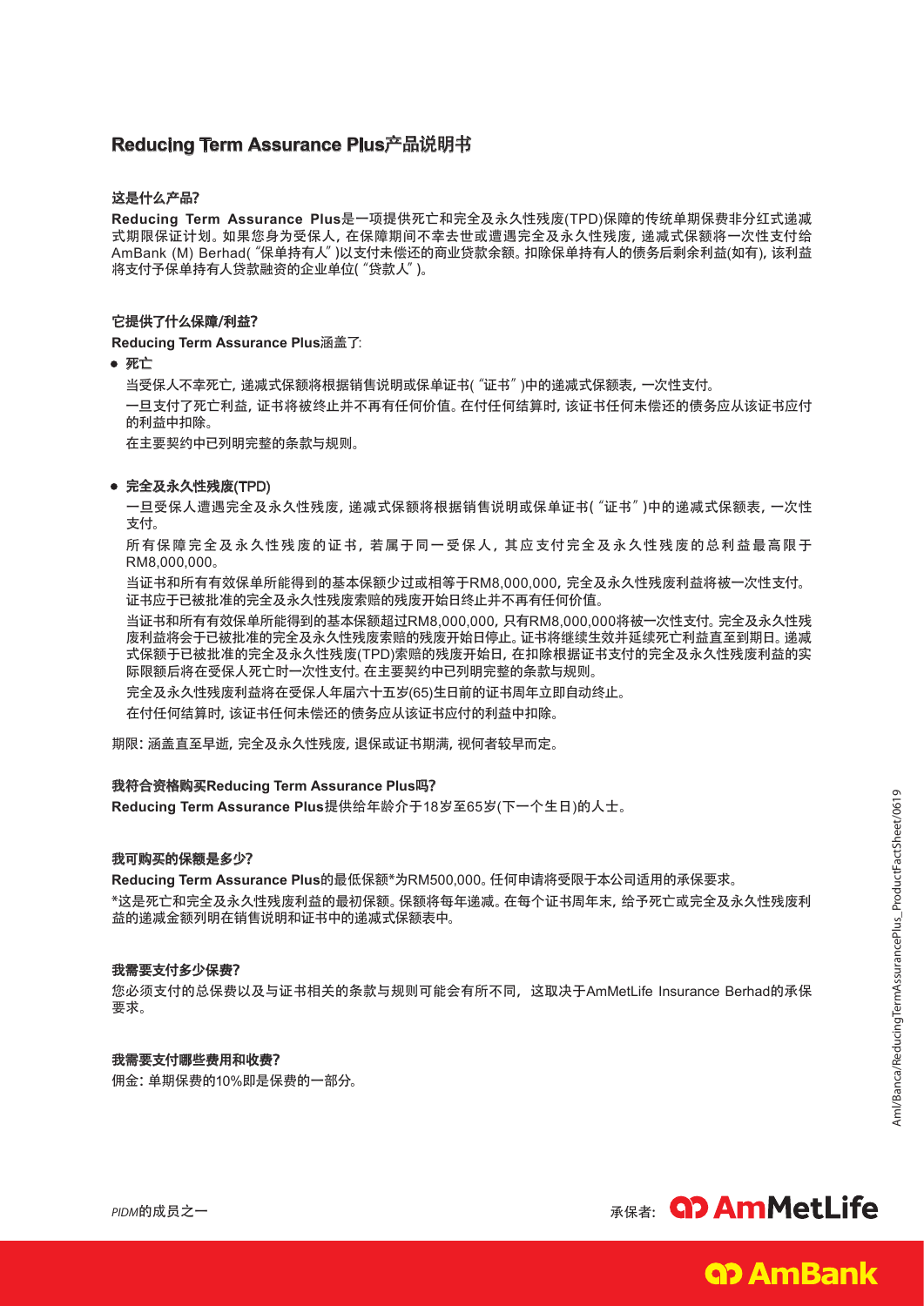# Reducing Term Assurance Plus产品说明书

**这是什么产品?**

**Reducing Term Assurance Plus**是一项提供死亡和完全及永久性残废(TPD)保障的传统单期保费非分红式递减式期限保证计划。如果您身为受保人, 在保障期间不幸去世或遭遇完全及永久性残废, 递减式保额将一次性支付给AmBank (M) Berhad("保单持有人")以支付未偿还的商业贷款余额。扣除保单持有人的债务后剩余利益(如有), 该利益将支付予保单持有人贷款融资的企业单位("贷款人")。

**它提供了什么保障/利益?**

**Reducing Term Assurance Plus**涵盖了:

- **死亡**

  当受保人不幸死亡, 递减式保额将根据销售说明或保单证书("证书")中的递减式保额表, 一次性支付。

  一旦支付了死亡利益, 证书将被终止并不再有任何价值。在付任何结算时, 该证书任何未偿还的债务应从该证书应付的利益中扣除。

  在主要契约中已列明完整的条款与规则。

- **完全及永久性残废(TPD)**

  一旦受保人遭遇完全及永久性残废, 递减式保额将根据销售说明或保单证书("证书")中的递减式保额表, 一次性支付。

  所有保障完全及永久性残废的证书, 若属于同一受保人, 其应支付完全及永久性残废的总利益最高限于RM8,000,000。

  当证书和所有有效保单所能得到的基本保额少过或相等于RM8,000,000, 完全及永久性残废利益将被一次性支付。证书应于已被批准的完全及永久性残废索赔的残废开始日终止并不再有任何价值。

  当证书和所有有效保单所能得到的基本保额超过RM8,000,000, 只有RM8,000,000将被一次性支付。完全及永久性残废利益将会于已被批准的完全及永久性残废索赔的残废开始日停止。证书将继续生效并延续死亡利益直至到期日。递减式保额于已被批准的完全及永久性残废(TPD)索赔的残废开始日, 在扣除根据证书支付的完全及永久性残废利益的实际限额后将在受保人死亡时一次性支付。在主要契约中已列明完整的条款与规则。

  完全及永久性残废利益将在受保人年届六十五岁(65)生日前的证书周年立即自动终止。

  在付任何结算时, 该证书任何未偿还的债务应从该证书应付的利益中扣除。

期限: 涵盖直至早逝, 完全及永久性残废, 退保或证书期满, 视何者较早而定。

**我符合资格购买Reducing Term Assurance Plus吗?**

**Reducing Term Assurance Plus**提供给年龄介于18岁至65岁(下一个生日)的人士。

**我可购买的保额是多少?**

**Reducing Term Assurance Plus**的最低保额*为RM500,000。任何申请将受限于本公司适用的承保要求。

*这是死亡和完全及永久性残废利益的最初保额。保额将每年递减。在每个证书周年末, 给予死亡或完全及永久性残废利益的递减金额列明在销售说明和证书中的递减式保额表中。

**我需要支付多少保费?**

您必须支付的总保费以及与证书相关的条款与规则可能会有所不同, 这取决于AmMetLife Insurance Berhad的承保要求。

**我需要支付哪些费用和收费?**

佣金: 单期保费的10%即是保费的一部分。

*PIDM*的成员之一

承保者: AmMetLife

AmBank

AmI/Banca/ReducingTermAssurancePlus_ProductFactSheet/0619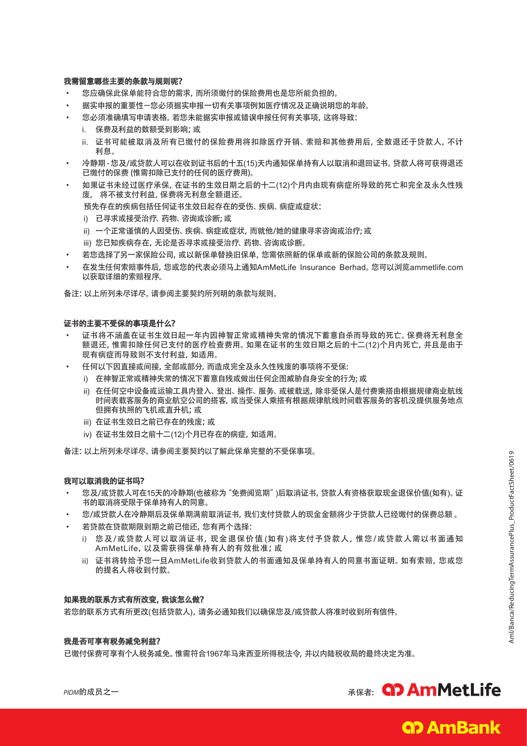### 我需留意哪些主要的条款与规则呢?

- 您应确保此保单能符合您的需求, 而所须缴付的保险费用也是您所能负担的。
- 据实申报的重要性–您必须据实申报一切有关事项例如医疗情况及正确说明您的年龄。
- 您必须准确填写申请表格。若您未能据实申报或错误申报任何有关事项, 这将导致:
  - i. 保费及利益的数额受到影响; 或
  - ii. 证书可能被取消及所有已缴付的保险费用将扣除医疗开销、索赔和其他费用后, 全数退还于贷款人, 不计利息。
- 冷静期 - 您及/或贷款人可以在收到证书后的十五(15)天内通知保单持有人以取消和退回证书。贷款人将可获得退还已缴付的保费 (惟需扣除已支付的任何的医疗费用)。
- 如果证书未经过医疗承保, 在证书的生效日期之后的十二(12)个月内由现有病症所导致的死亡和完全及永久性残废, 将不被支付利益, 保费将无利息全额退还。

  预先存在的疾病包括任何证书生效日起存在的受伤、疾病、病症或症状:
  - i) 已寻求或接受治疗、药物、咨询或诊断; 或
  - ii) 一个正常谨慎的人因受伤、疾病、病症或症状, 而就他/她的健康寻求咨询或治疗; 或
  - iii) 您已知疾病存在, 无论是否寻求或接受治疗、药物、咨询或诊断。
- 若您选择了另一家保险公司, 或以新保单替换旧保单, 您需依照新的保单或新的保险公司的条款及规则。
- 在发生任何索赔事件后, 您或您的代表必须马上通知AmMetLife Insurance Berhad。您可以浏览ammetlife.com以获取详细的索赔程序。

备注: 以上所列未尽详尽。请参阅主要契约所列明的条款与规则。

### 证书的主要不受保的事项是什么?

- 证书将不涵盖在证书生效日起一年内因神智正常或精神失常的情况下蓄意自杀而导致的死亡。保费将无利息全额退还, 惟需扣除任何已支付的医疗检查费用。如果在证书的生效日期之后的十二(12)个月内死亡, 并且是由于现有病症而导致则不支付利益, 如适用。
- 任何以下因直接或间接, 全部或部分, 而造成完全及永久性残废的事项将不受保:
  - i) 在神智正常或精神失常的情况下蓄意自残或做出任何企图威胁自身安全的行为; 或
  - ii) 在任何空中设备或运输工具内登入、登出、操作、服务、或被载送, 除非受保人是付费乘搭由根据规律商业航线时间表载客服务的商业航空公司的搭客, 或当受保人乘搭有根据规律航线时间载客服务的客机没提供服务地点但拥有执照的飞机或直升机; 或
  - iii) 在证书生效日之前已存在的残废; 或
  - iv) 在证书生效日之前十二(12)个月已存在的病症, 如适用。

备注: 以上所列未尽详尽。请参阅主要契约以了解此保单完整的不受保事项。

### 我可以取消我的证书吗?

- 您及/或贷款人可在15天的冷静期(也被称为"免费阅览期")后取消证书, 贷款人有资格获取现金退保价值(如有)。证书的取消将受限于保单持有人的同意。
- 您/或贷款人在冷静期后及保单期满前取消证书, 我们支付贷款人的现金金额将少于贷款人已经缴付的保费总额 。
- 若贷款在贷款期限到期之前已偿还, 您有两个选择:
  - i) 您及/或贷款人可以取消证书, 现金退保价值(如有)将支付予贷款人, 惟您/或贷款人需以书面通知AmMetLife, 以及需获得保单持有人的有效批准; 或
  - ii) 证书将转给予您一旦AmMetLife收到贷款人的书面通知及保单持有人的同意书面证明。如有索赔, 您或您的提名人将收到付款。

### 如果我的联系方式有所改变, 我该怎么做?

若您的联系方式有所更改(包括贷款人), 请务必通知我们以确保您及/或贷款人将准时收到所有信件。

### 我是否可享有税务减免利益?

已缴付保费可享有个人税务减免。惟需符合1967年马来西亚所得税法令, 并以内陆税收局的最终决定为准。

*PIDM*的成员之一

承保者: AmMetLife

AmBank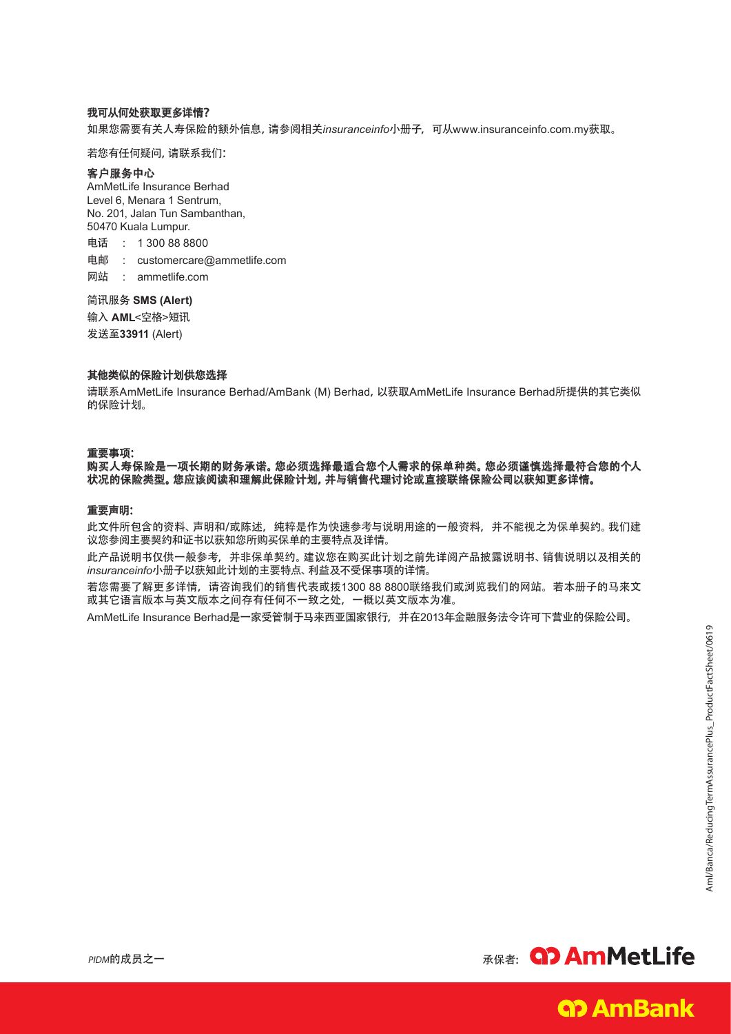**我可从何处获取更多详情?**

如果您需要有关人寿保险的额外信息，请参阅相关*insuranceinfo*小册子，可从www.insuranceinfo.com.my获取。

若您有任何疑问，请联系我们:

**客户服务中心**
AmMetLife Insurance Berhad
Level 6, Menara 1 Sentrum,
No. 201, Jalan Tun Sambanthan,
50470 Kuala Lumpur.

电话 : 1 300 88 8800

电邮 : customercare@ammetlife.com

网站 : ammetlife.com

简讯服务 **SMS (Alert)**

输入 **AML**<空格>短讯

发送至**33911** (Alert)

**其他类似的保险计划供您选择**

请联系AmMetLife Insurance Berhad/AmBank (M) Berhad，以获取AmMetLife Insurance Berhad所提供的其它类似的保险计划。

**重要事项:**

**购买人寿保险是一项长期的财务承诺。您必须选择最适合您个人需求的保单种类。您必须谨慎选择最符合您的个人状况的保险类型。您应该阅读和理解此保险计划，并与销售代理讨论或直接联络保险公司以获知更多详情。**

**重要声明:**

此文件所包含的资料、声明和/或陈述，纯粹是作为快速参考与说明用途的一般资料，并不能视之为保单契约。我们建议您参阅主要契约和证书以获知您所购买保单的主要特点及详情。

此产品说明书仅供一般参考，并非保单契约。建议您在购买此计划之前先详阅产品披露说明书、销售说明以及相关的*insuranceinfo*小册子以获知此计划的主要特点、利益及不受保事项的详情。

若您需要了解更多详情，请咨询我们的销售代表或拨1300 88 8800联络我们或浏览我们的网站。若本册子的马来文或其它语言版本与英文版本之间存有任何不一致之处，一概以英文版本为准。

AmMetLife Insurance Berhad是一家受管制于马来西亚国家银行，并在2013年金融服务法令许可下营业的保险公司。

AmI/Banca/ReducingTermAssurancePlus_ProductFactSheet/0619

*PIDM*的成员之一

承保者: AmMetLife

AmBank